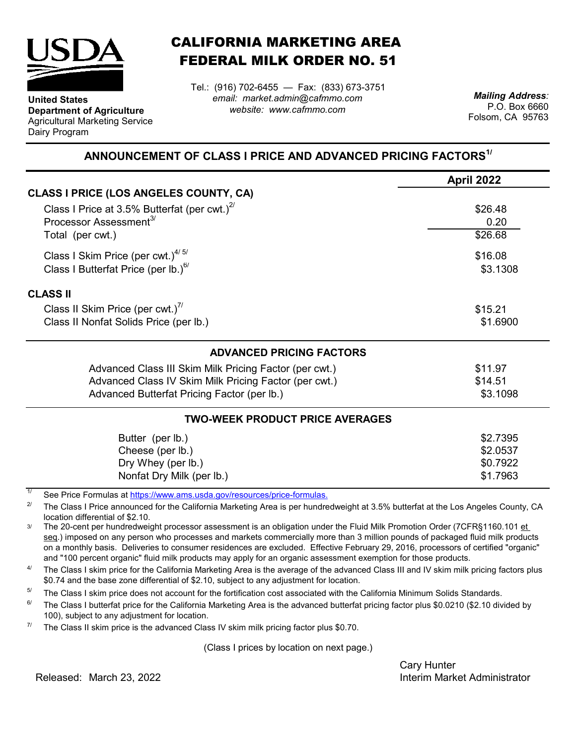**United States Department of Agriculture**
Agricultural Marketing Service
Dairy Program

# CALIFORNIA MARKETING AREA FEDERAL MILK ORDER NO. 51

Tel.: (916) 702-6455 — Fax: (833) 673-3751
*email: market.admin@cafmmo.com*
*website: www.cafmmo.com*

*Mailing Address:*
P.O. Box 6660
Folsom, CA 95763

## ANNOUNCEMENT OF CLASS I PRICE AND ADVANCED PRICING FACTORS[1/]

| | April 2022 |
|---|---|
| **CLASS I PRICE (LOS ANGELES COUNTY, CA)** | |
| Class I Price at 3.5% Butterfat (per cwt.)[2/] | \$26.48 |
| Processor Assessment[3/] | 0.20 |
| Total (per cwt.) | \$26.68 |
| Class I Skim Price (per cwt.)[4/ 5/] | \$16.08 |
| Class I Butterfat Price (per lb.)[6/] | \$3.1308 |
| **CLASS II** | |
| Class II Skim Price (per cwt.)[7/] | \$15.21 |
| Class II Nonfat Solids Price (per lb.) | \$1.6900 |

### ADVANCED PRICING FACTORS

| | |
|---|---|
| Advanced Class III Skim Milk Pricing Factor (per cwt.) | \$11.97 |
| Advanced Class IV Skim Milk Pricing Factor (per cwt.) | \$14.51 |
| Advanced Butterfat Pricing Factor (per lb.) | \$3.1098 |

### TWO-WEEK PRODUCT PRICE AVERAGES

| | |
|---|---|
| Butter (per lb.) | \$2.7395 |
| Cheese (per lb.) | \$2.0537 |
| Dry Whey (per lb.) | \$0.7922 |
| Nonfat Dry Milk (per lb.) | \$1.7963 |

[1/] See Price Formulas at https://www.ams.usda.gov/resources/price-formulas.

[2/] The Class I Price announced for the California Marketing Area is per hundredweight at 3.5% butterfat at the Los Angeles County, CA location differential of \$2.10.

[3/] The 20-cent per hundredweight processor assessment is an obligation under the Fluid Milk Promotion Order (7CFR§1160.101 et seq.) imposed on any person who processes and markets commercially more than 3 million pounds of packaged fluid milk products on a monthly basis. Deliveries to consumer residences are excluded. Effective February 29, 2016, processors of certified "organic" and "100 percent organic" fluid milk products may apply for an organic assessment exemption for those products.

[4/] The Class I skim price for the California Marketing Area is the average of the advanced Class III and IV skim milk pricing factors plus \$0.74 and the base zone differential of \$2.10, subject to any adjustment for location.

[5/] The Class I skim price does not account for the fortification cost associated with the California Minimum Solids Standards.

[6/] The Class I butterfat price for the California Marketing Area is the advanced butterfat pricing factor plus \$0.0210 (\$2.10 divided by 100), subject to any adjustment for location.

[7/] The Class II skim price is the advanced Class IV skim milk pricing factor plus \$0.70.

(Class I prices by location on next page.)

Released: March 23, 2022

Cary Hunter
Interim Market Administrator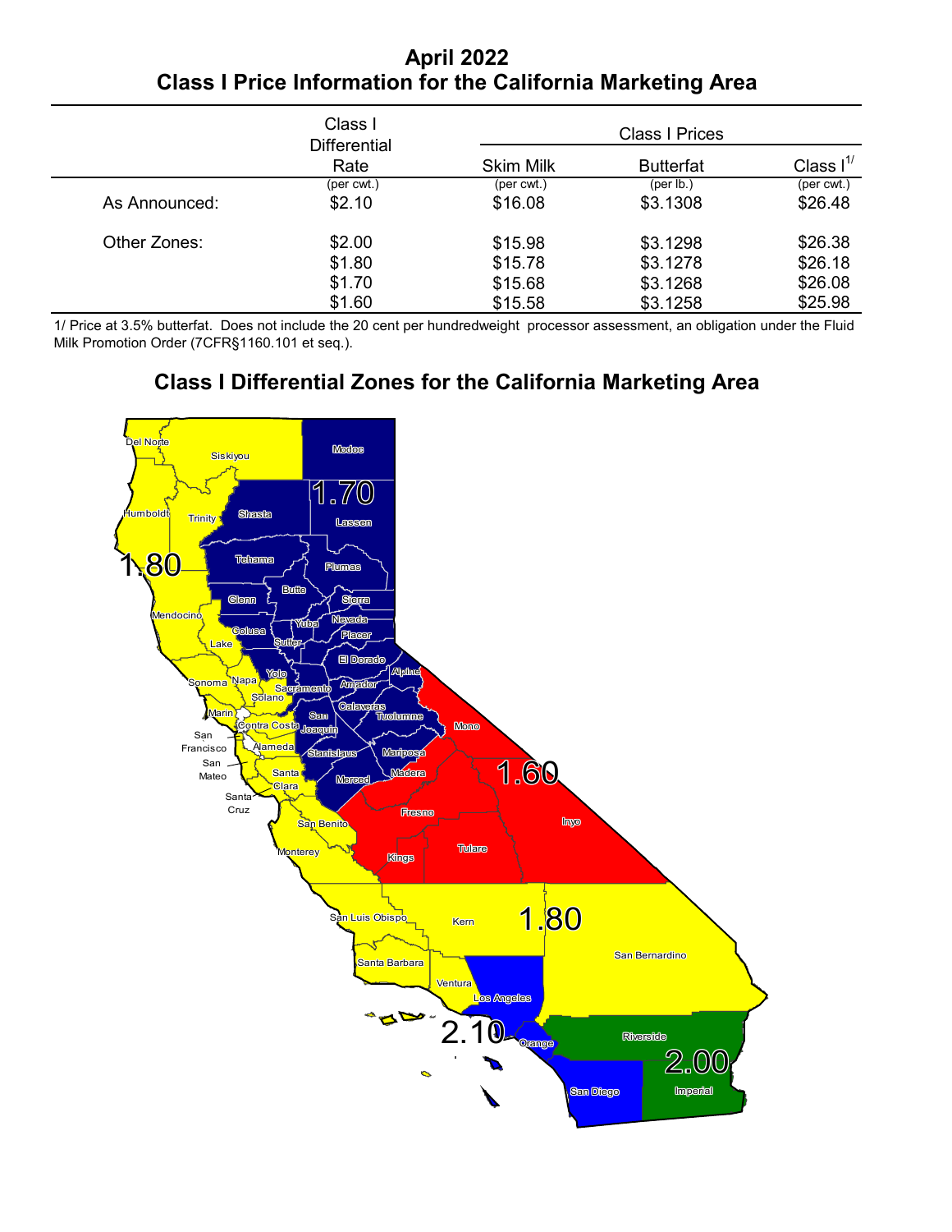# April 2022
# Class I Price Information for the California Marketing Area

| | Class I Differential Rate | Class I Prices | | |
|---|---|---|---|---|
| | | Skim Milk | Butterfat | Class I[1/] |
| | (per cwt.) | (per cwt.) | (per lb.) | (per cwt.) |
| As Announced: | $2.10 | $16.08 | $3.1308 | $26.48 |
| Other Zones: | $2.00 | $15.98 | $3.1298 | $26.38 |
| | $1.80 | $15.78 | $3.1278 | $26.18 |
| | $1.70 | $15.68 | $3.1268 | $26.08 |
| | $1.60 | $15.58 | $3.1258 | $25.98 |

1/ Price at 3.5% butterfat. Does not include the 20 cent per hundredweight processor assessment, an obligation under the Fluid Milk Promotion Order (7CFR§1160.101 et seq.).

## Class I Differential Zones for the California Marketing Area

Del Norte
Siskiyou
Modoc
1.70
Humboldt
Trinity
Shasta
Lassen
1.80
Tehama
Plumas
Butte
Glenn
Sierra
Mendocino
Nevada
Yuba
Colusa
Placer
Lake
Sutter
El Dorado
Yolo
Alpine
Sonoma
Napa
Sacramento
Amador
Solano
Calaveras
Marin
San Joaquin
Tuolumne
Mono
San Francisco
Contra Costa
Alameda
San Mateo
Stanislaus
Mariposa
Santa Clara
Madera
1.60
Santa Cruz
Merced
Fresno
San Benito
Inyo
Monterey
Tulare
Kings
San Luis Obispo
Kern
1.80
San Bernardino
Santa Barbara
Ventura
Los Angeles
2.10
Orange
Riverside
2.00
San Diego
Imperial